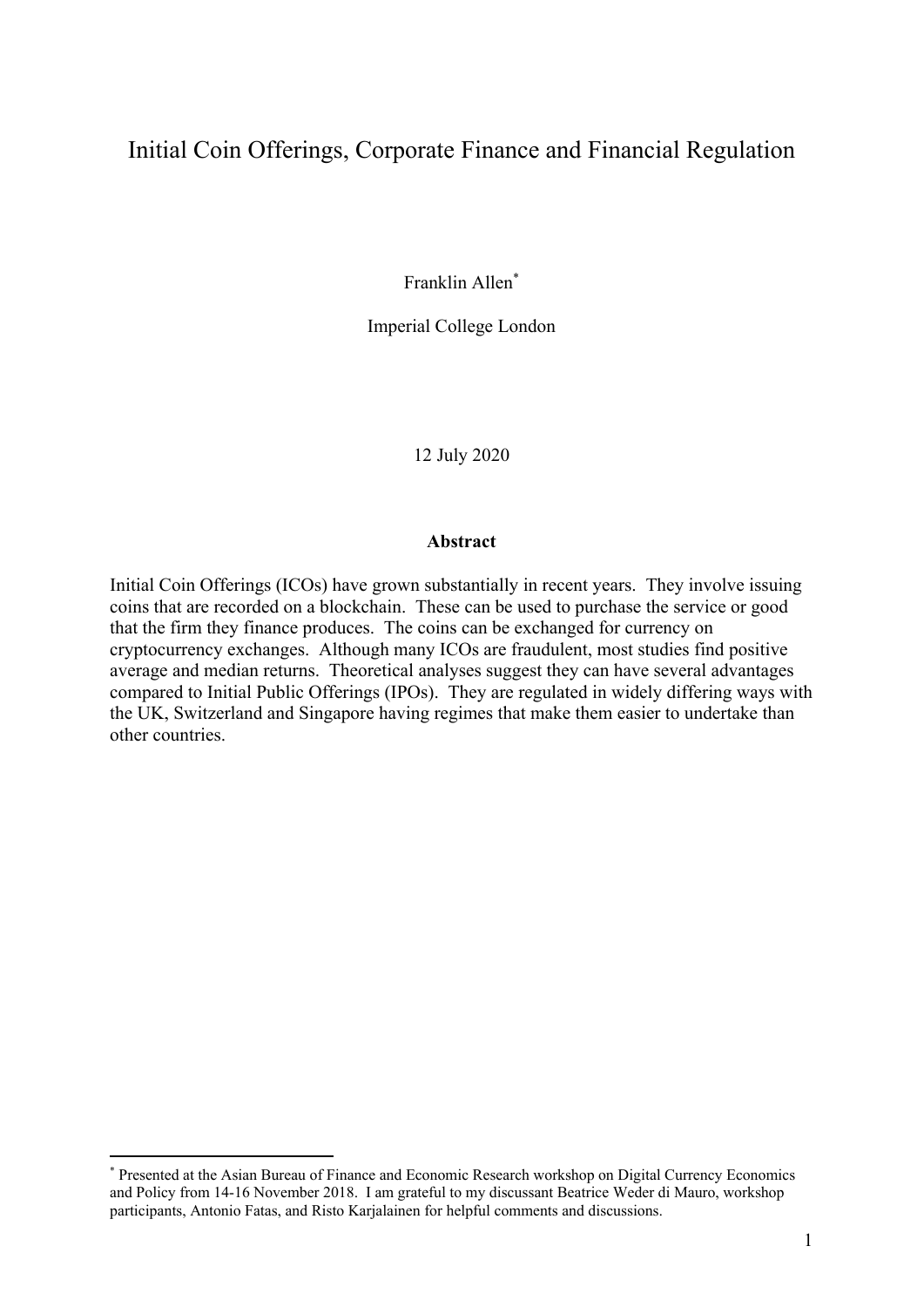# Initial Coin Offerings, Corporate Finance and Financial Regulation

Franklin Allen[*]

Imperial College London

12 July 2020

**Abstract**

Initial Coin Offerings (ICOs) have grown substantially in recent years. They involve issuing coins that are recorded on a blockchain. These can be used to purchase the service or good that the firm they finance produces. The coins can be exchanged for currency on cryptocurrency exchanges. Although many ICOs are fraudulent, most studies find positive average and median returns. Theoretical analyses suggest they can have several advantages compared to Initial Public Offerings (IPOs). They are regulated in widely differing ways with the UK, Switzerland and Singapore having regimes that make them easier to undertake than other countries.

[*] Presented at the Asian Bureau of Finance and Economic Research workshop on Digital Currency Economics and Policy from 14-16 November 2018. I am grateful to my discussant Beatrice Weder di Mauro, workshop participants, Antonio Fatas, and Risto Karjalainen for helpful comments and discussions.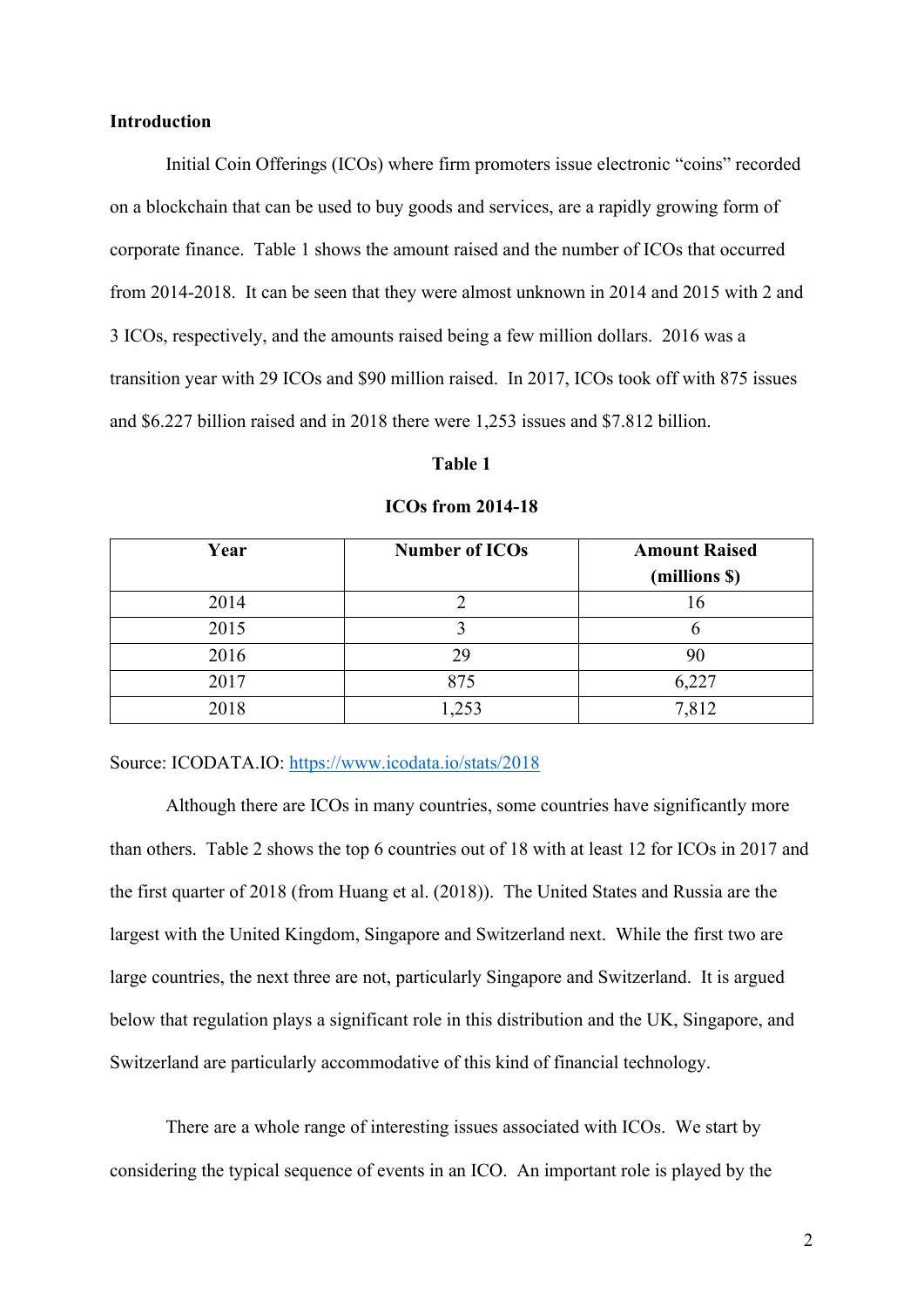## Introduction

Initial Coin Offerings (ICOs) where firm promoters issue electronic "coins" recorded on a blockchain that can be used to buy goods and services, are a rapidly growing form of corporate finance. Table 1 shows the amount raised and the number of ICOs that occurred from 2014-2018. It can be seen that they were almost unknown in 2014 and 2015 with 2 and 3 ICOs, respectively, and the amounts raised being a few million dollars. 2016 was a transition year with 29 ICOs and $90 million raised. In 2017, ICOs took off with 875 issues and $6.227 billion raised and in 2018 there were 1,253 issues and $7.812 billion.

**Table 1**

**ICOs from 2014-18**

| Year | Number of ICOs | Amount Raised (millions $) |
|---|---|---|
| 2014 | 2 | 16 |
| 2015 | 3 | 6 |
| 2016 | 29 | 90 |
| 2017 | 875 | 6,227 |
| 2018 | 1,253 | 7,812 |

Source: ICODATA.IO: https://www.icodata.io/stats/2018

Although there are ICOs in many countries, some countries have significantly more than others. Table 2 shows the top 6 countries out of 18 with at least 12 for ICOs in 2017 and the first quarter of 2018 (from Huang et al. (2018)). The United States and Russia are the largest with the United Kingdom, Singapore and Switzerland next. While the first two are large countries, the next three are not, particularly Singapore and Switzerland. It is argued below that regulation plays a significant role in this distribution and the UK, Singapore, and Switzerland are particularly accommodative of this kind of financial technology.

There are a whole range of interesting issues associated with ICOs. We start by considering the typical sequence of events in an ICO. An important role is played by the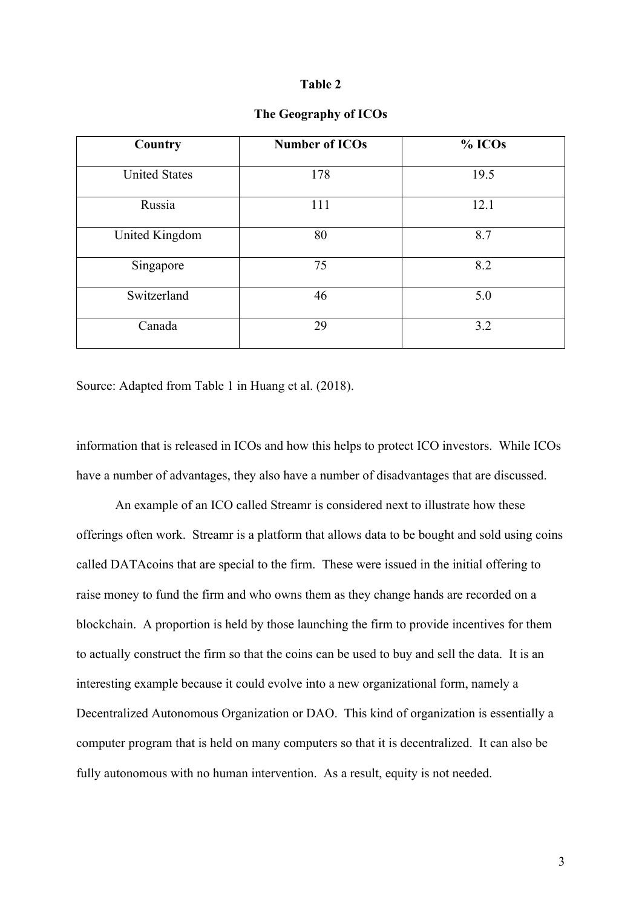**Table 2**

**The Geography of ICOs**

| Country | Number of ICOs | % ICOs |
|---|---|---|
| United States | 178 | 19.5 |
| Russia | 111 | 12.1 |
| United Kingdom | 80 | 8.7 |
| Singapore | 75 | 8.2 |
| Switzerland | 46 | 5.0 |
| Canada | 29 | 3.2 |

Source: Adapted from Table 1 in Huang et al. (2018).

information that is released in ICOs and how this helps to protect ICO investors. While ICOs have a number of advantages, they also have a number of disadvantages that are discussed.

An example of an ICO called Streamr is considered next to illustrate how these offerings often work. Streamr is a platform that allows data to be bought and sold using coins called DATAcoins that are special to the firm. These were issued in the initial offering to raise money to fund the firm and who owns them as they change hands are recorded on a blockchain. A proportion is held by those launching the firm to provide incentives for them to actually construct the firm so that the coins can be used to buy and sell the data. It is an interesting example because it could evolve into a new organizational form, namely a Decentralized Autonomous Organization or DAO. This kind of organization is essentially a computer program that is held on many computers so that it is decentralized. It can also be fully autonomous with no human intervention. As a result, equity is not needed.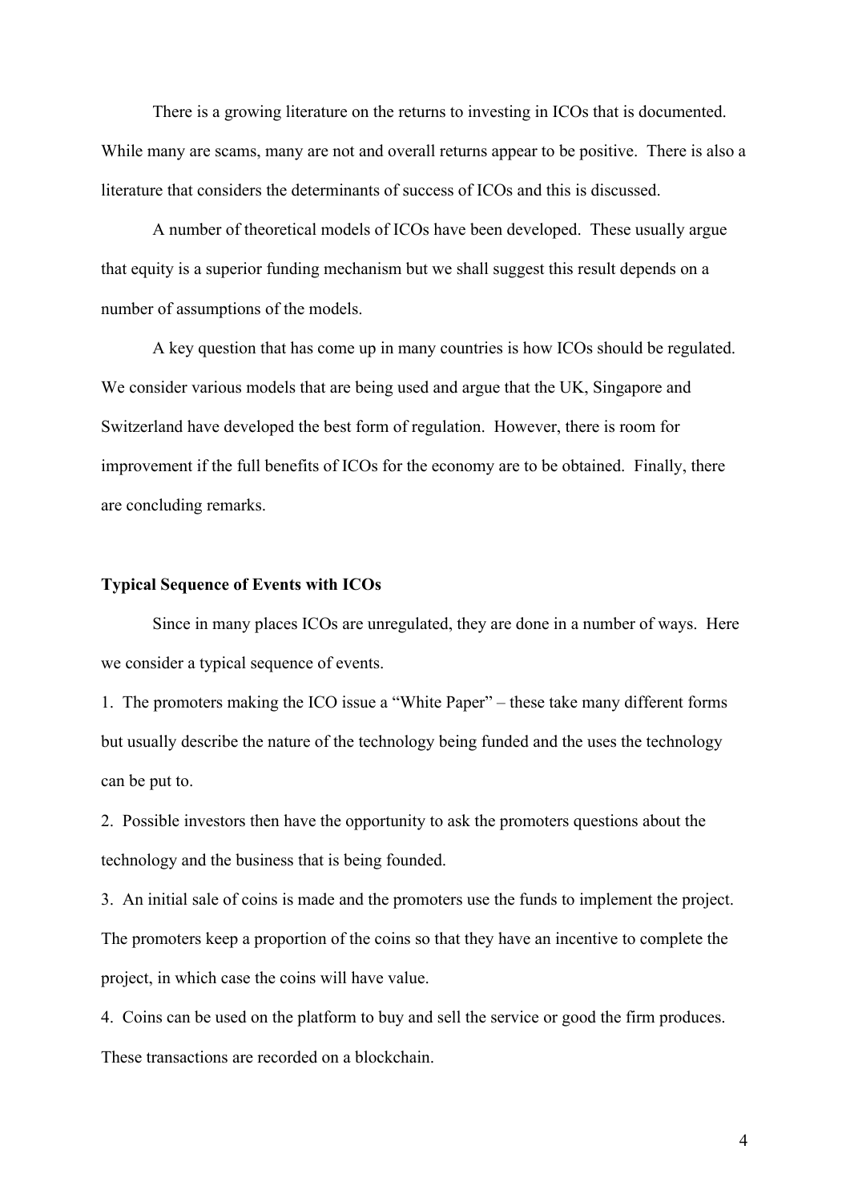There is a growing literature on the returns to investing in ICOs that is documented. While many are scams, many are not and overall returns appear to be positive. There is also a literature that considers the determinants of success of ICOs and this is discussed.

A number of theoretical models of ICOs have been developed. These usually argue that equity is a superior funding mechanism but we shall suggest this result depends on a number of assumptions of the models.

A key question that has come up in many countries is how ICOs should be regulated. We consider various models that are being used and argue that the UK, Singapore and Switzerland have developed the best form of regulation. However, there is room for improvement if the full benefits of ICOs for the economy are to be obtained. Finally, there are concluding remarks.

## Typical Sequence of Events with ICOs

Since in many places ICOs are unregulated, they are done in a number of ways. Here we consider a typical sequence of events.

1. The promoters making the ICO issue a "White Paper" – these take many different forms but usually describe the nature of the technology being funded and the uses the technology can be put to.
2. Possible investors then have the opportunity to ask the promoters questions about the technology and the business that is being founded.
3. An initial sale of coins is made and the promoters use the funds to implement the project. The promoters keep a proportion of the coins so that they have an incentive to complete the project, in which case the coins will have value.
4. Coins can be used on the platform to buy and sell the service or good the firm produces. These transactions are recorded on a blockchain.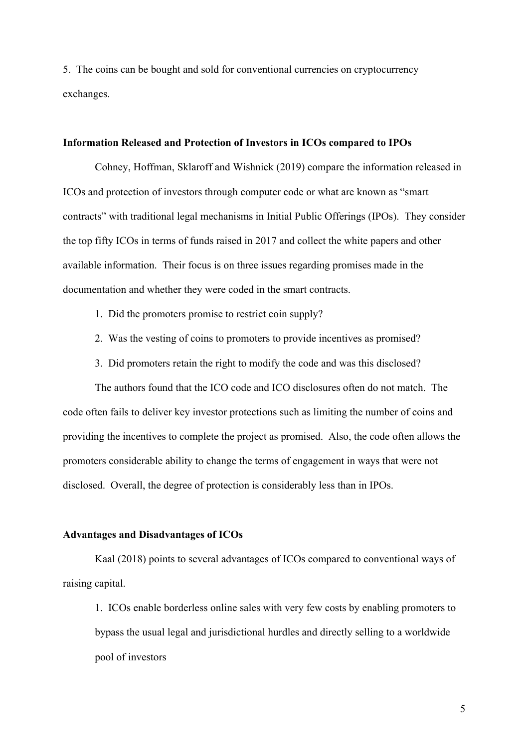5. The coins can be bought and sold for conventional currencies on cryptocurrency exchanges.

**Information Released and Protection of Investors in ICOs compared to IPOs**

Cohney, Hoffman, Sklaroff and Wishnick (2019) compare the information released in ICOs and protection of investors through computer code or what are known as "smart contracts" with traditional legal mechanisms in Initial Public Offerings (IPOs). They consider the top fifty ICOs in terms of funds raised in 2017 and collect the white papers and other available information. Their focus is on three issues regarding promises made in the documentation and whether they were coded in the smart contracts.

1. Did the promoters promise to restrict coin supply?
2. Was the vesting of coins to promoters to provide incentives as promised?
3. Did promoters retain the right to modify the code and was this disclosed?

The authors found that the ICO code and ICO disclosures often do not match. The code often fails to deliver key investor protections such as limiting the number of coins and providing the incentives to complete the project as promised. Also, the code often allows the promoters considerable ability to change the terms of engagement in ways that were not disclosed. Overall, the degree of protection is considerably less than in IPOs.

**Advantages and Disadvantages of ICOs**

Kaal (2018) points to several advantages of ICOs compared to conventional ways of raising capital.

1. ICOs enable borderless online sales with very few costs by enabling promoters to bypass the usual legal and jurisdictional hurdles and directly selling to a worldwide pool of investors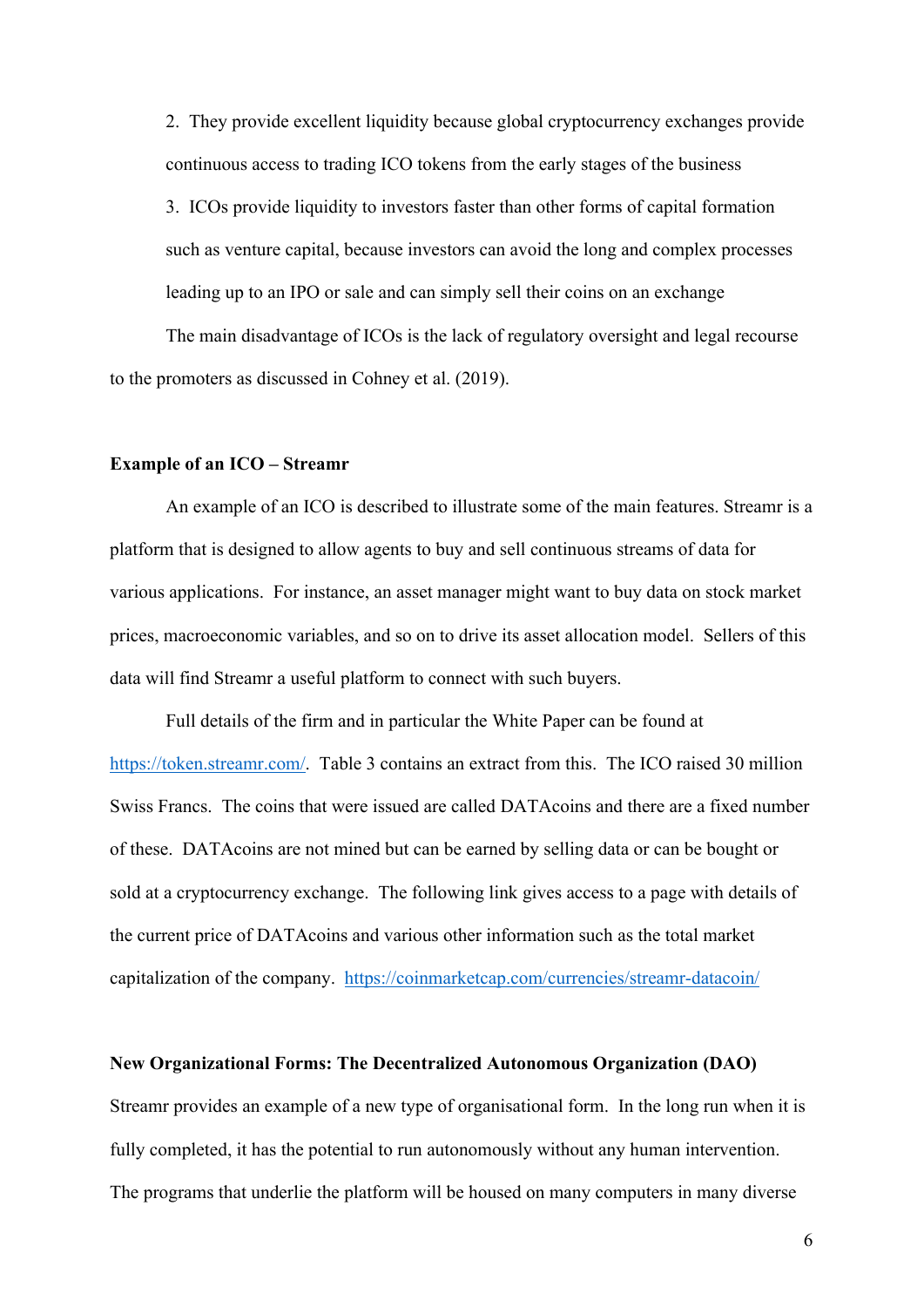2. They provide excellent liquidity because global cryptocurrency exchanges provide continuous access to trading ICO tokens from the early stages of the business
3. ICOs provide liquidity to investors faster than other forms of capital formation such as venture capital, because investors can avoid the long and complex processes leading up to an IPO or sale and can simply sell their coins on an exchange

The main disadvantage of ICOs is the lack of regulatory oversight and legal recourse to the promoters as discussed in Cohney et al. (2019).

**Example of an ICO – Streamr**

An example of an ICO is described to illustrate some of the main features. Streamr is a platform that is designed to allow agents to buy and sell continuous streams of data for various applications. For instance, an asset manager might want to buy data on stock market prices, macroeconomic variables, and so on to drive its asset allocation model. Sellers of this data will find Streamr a useful platform to connect with such buyers.

Full details of the firm and in particular the White Paper can be found at [https://token.streamr.com/](https://token.streamr.com/). Table 3 contains an extract from this. The ICO raised 30 million Swiss Francs. The coins that were issued are called DATAcoins and there are a fixed number of these. DATAcoins are not mined but can be earned by selling data or can be bought or sold at a cryptocurrency exchange. The following link gives access to a page with details of the current price of DATAcoins and various other information such as the total market capitalization of the company. [https://coinmarketcap.com/currencies/streamr-datacoin/](https://coinmarketcap.com/currencies/streamr-datacoin/)

**New Organizational Forms: The Decentralized Autonomous Organization (DAO)**

Streamr provides an example of a new type of organisational form. In the long run when it is fully completed, it has the potential to run autonomously without any human intervention. The programs that underlie the platform will be housed on many computers in many diverse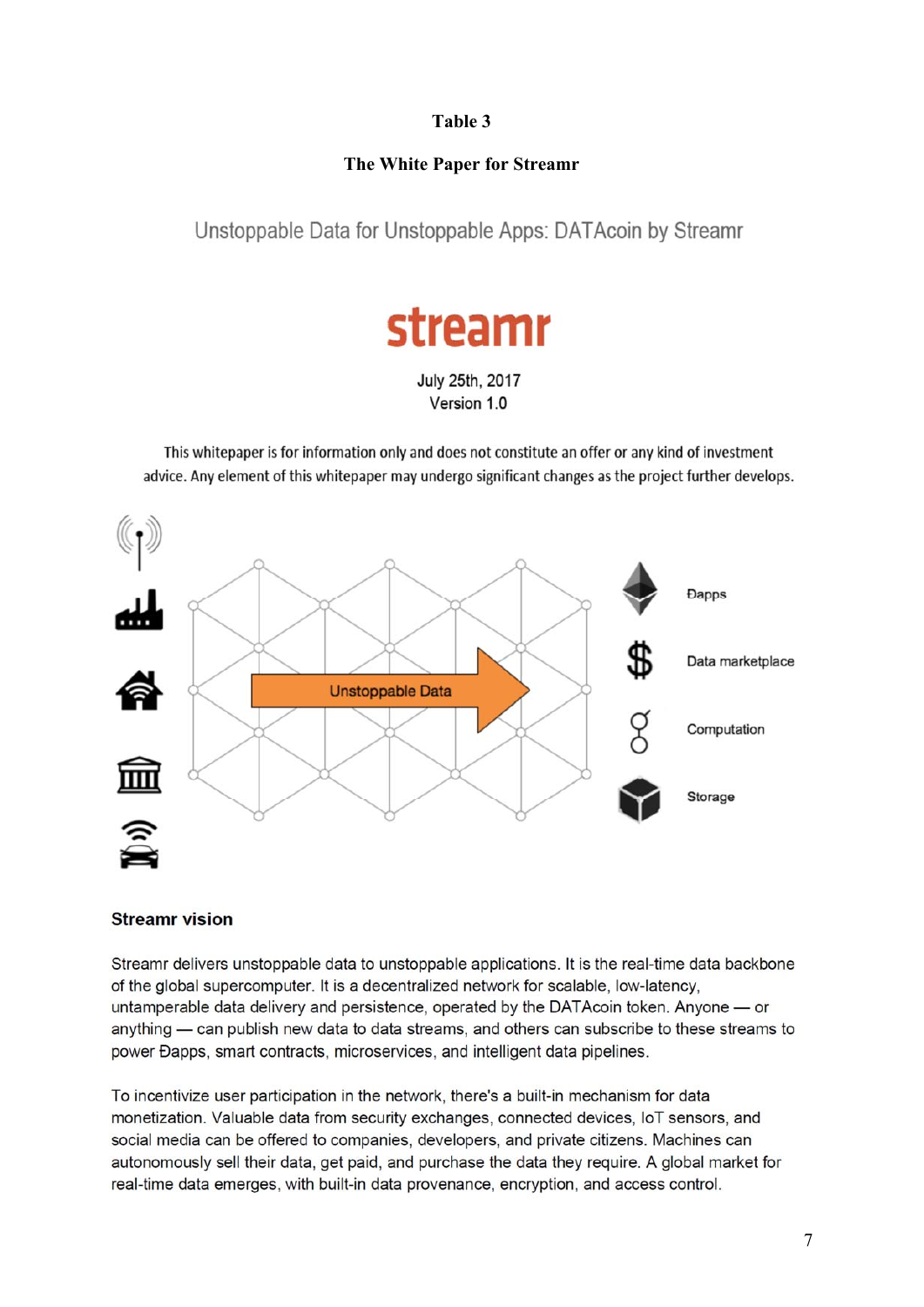**Table 3**

**The White Paper for Streamr**

Unstoppable Data for Unstoppable Apps: DATAcoin by Streamr

streamr

July 25th, 2017
Version 1.0

This whitepaper is for information only and does not constitute an offer or any kind of investment advice. Any element of this whitepaper may undergo significant changes as the project further develops.

Unstoppable Data

Ðapps

Data marketplace

Computation

Storage

### Streamr vision

Streamr delivers unstoppable data to unstoppable applications. It is the real-time data backbone of the global supercomputer. It is a decentralized network for scalable, low-latency, untamperable data delivery and persistence, operated by the DATAcoin token. Anyone — or anything — can publish new data to data streams, and others can subscribe to these streams to power Ðapps, smart contracts, microservices, and intelligent data pipelines.

To incentivize user participation in the network, there's a built-in mechanism for data monetization. Valuable data from security exchanges, connected devices, IoT sensors, and social media can be offered to companies, developers, and private citizens. Machines can autonomously sell their data, get paid, and purchase the data they require. A global market for real-time data emerges, with built-in data provenance, encryption, and access control.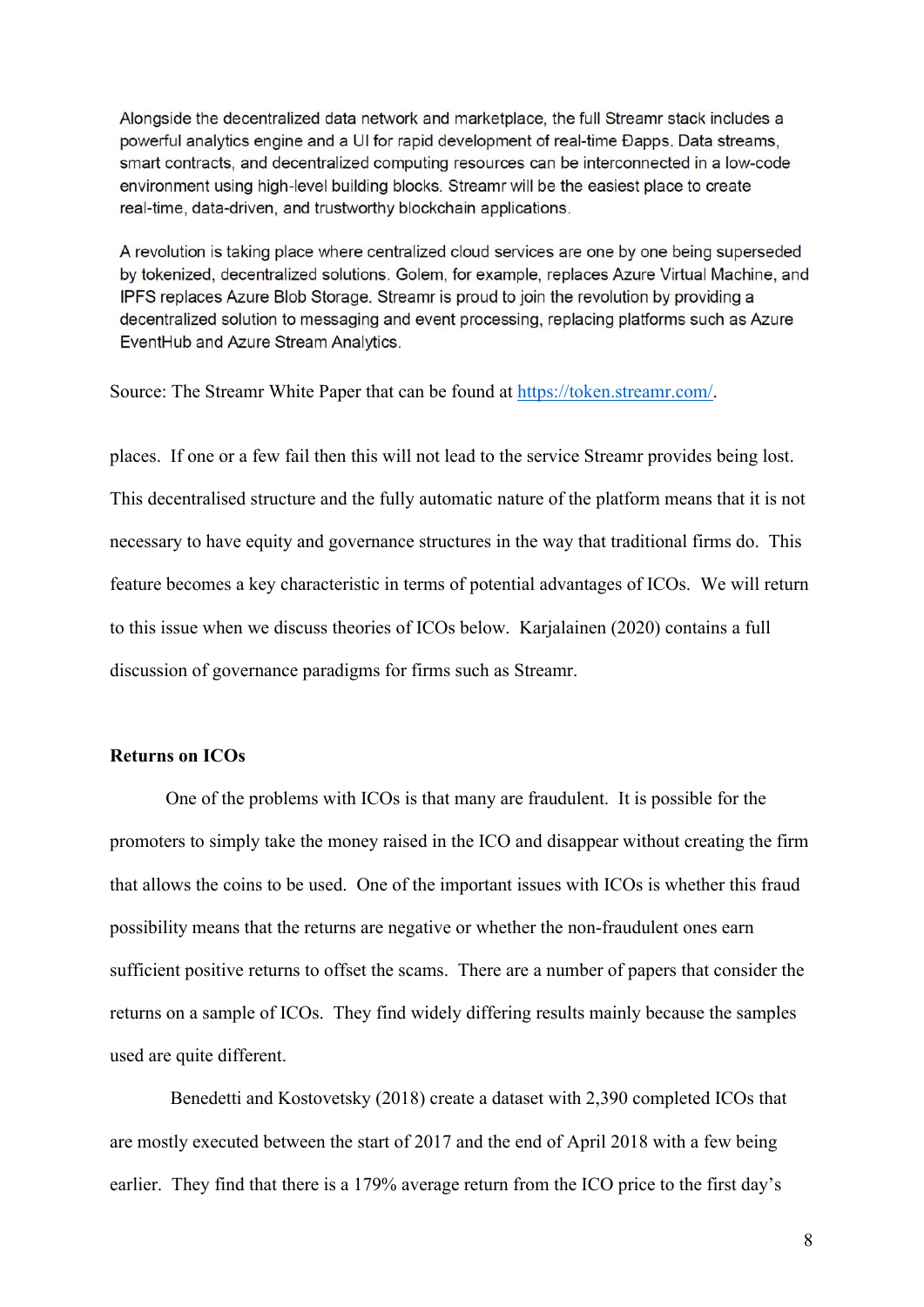> Alongside the decentralized data network and marketplace, the full Streamr stack includes a powerful analytics engine and a UI for rapid development of real-time Ðapps. Data streams, smart contracts, and decentralized computing resources can be interconnected in a low-code environment using high-level building blocks. Streamr will be the easiest place to create real-time, data-driven, and trustworthy blockchain applications.
>
> A revolution is taking place where centralized cloud services are one by one being superseded by tokenized, decentralized solutions. Golem, for example, replaces Azure Virtual Machine, and IPFS replaces Azure Blob Storage. Streamr is proud to join the revolution by providing a decentralized solution to messaging and event processing, replacing platforms such as Azure EventHub and Azure Stream Analytics.

Source: The Streamr White Paper that can be found at https://token.streamr.com/.

places. If one or a few fail then this will not lead to the service Streamr provides being lost. This decentralised structure and the fully automatic nature of the platform means that it is not necessary to have equity and governance structures in the way that traditional firms do. This feature becomes a key characteristic in terms of potential advantages of ICOs. We will return to this issue when we discuss theories of ICOs below. Karjalainen (2020) contains a full discussion of governance paradigms for firms such as Streamr.

**Returns on ICOs**

One of the problems with ICOs is that many are fraudulent. It is possible for the promoters to simply take the money raised in the ICO and disappear without creating the firm that allows the coins to be used. One of the important issues with ICOs is whether this fraud possibility means that the returns are negative or whether the non-fraudulent ones earn sufficient positive returns to offset the scams. There are a number of papers that consider the returns on a sample of ICOs. They find widely differing results mainly because the samples used are quite different.

Benedetti and Kostovetsky (2018) create a dataset with 2,390 completed ICOs that are mostly executed between the start of 2017 and the end of April 2018 with a few being earlier. They find that there is a 179% average return from the ICO price to the first day's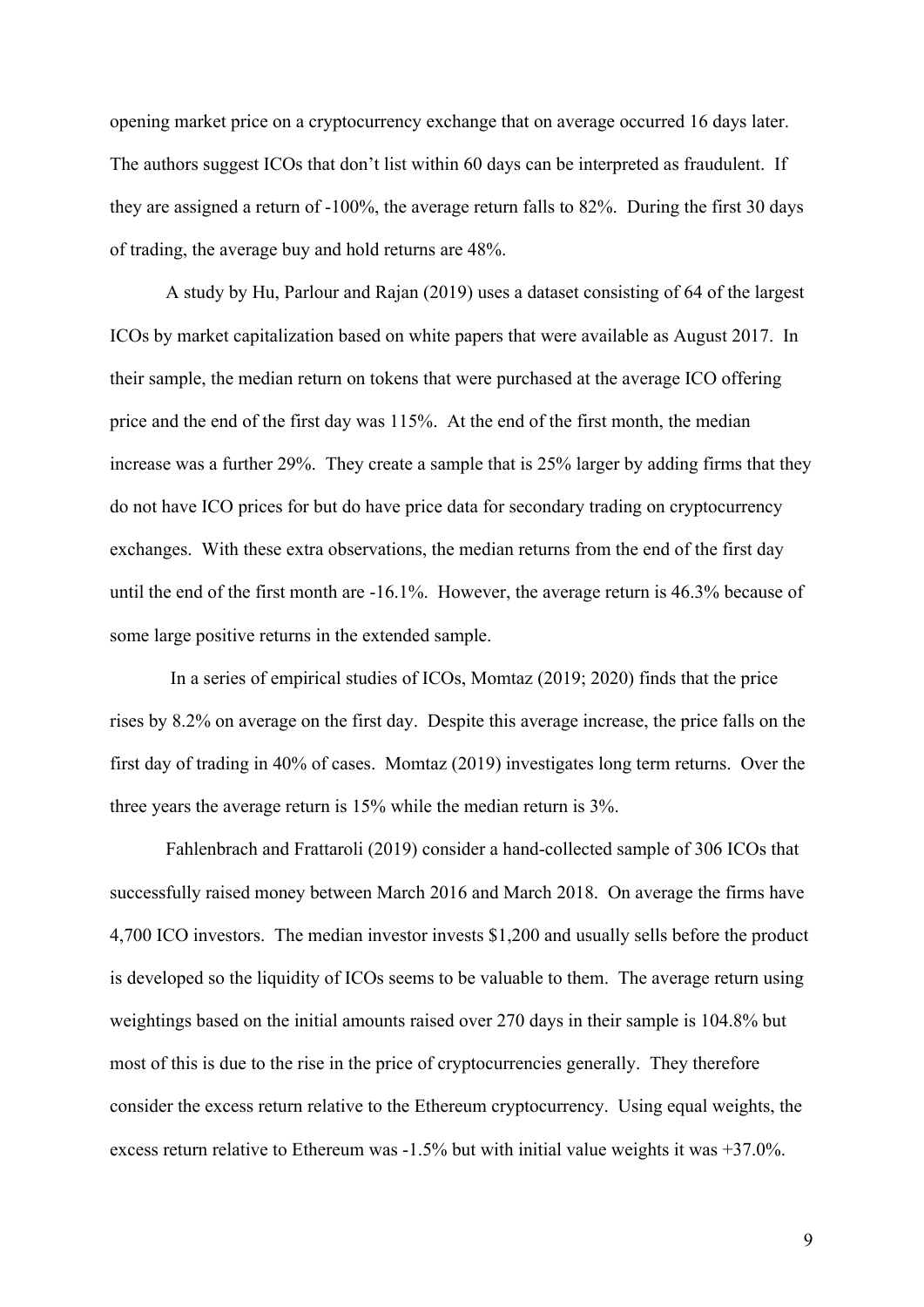opening market price on a cryptocurrency exchange that on average occurred 16 days later. The authors suggest ICOs that don't list within 60 days can be interpreted as fraudulent. If they are assigned a return of -100%, the average return falls to 82%. During the first 30 days of trading, the average buy and hold returns are 48%.

A study by Hu, Parlour and Rajan (2019) uses a dataset consisting of 64 of the largest ICOs by market capitalization based on white papers that were available as August 2017. In their sample, the median return on tokens that were purchased at the average ICO offering price and the end of the first day was 115%. At the end of the first month, the median increase was a further 29%. They create a sample that is 25% larger by adding firms that they do not have ICO prices for but do have price data for secondary trading on cryptocurrency exchanges. With these extra observations, the median returns from the end of the first day until the end of the first month are -16.1%. However, the average return is 46.3% because of some large positive returns in the extended sample.

In a series of empirical studies of ICOs, Momtaz (2019; 2020) finds that the price rises by 8.2% on average on the first day. Despite this average increase, the price falls on the first day of trading in 40% of cases. Momtaz (2019) investigates long term returns. Over the three years the average return is 15% while the median return is 3%.

Fahlenbrach and Frattaroli (2019) consider a hand-collected sample of 306 ICOs that successfully raised money between March 2016 and March 2018. On average the firms have 4,700 ICO investors. The median investor invests $1,200 and usually sells before the product is developed so the liquidity of ICOs seems to be valuable to them. The average return using weightings based on the initial amounts raised over 270 days in their sample is 104.8% but most of this is due to the rise in the price of cryptocurrencies generally. They therefore consider the excess return relative to the Ethereum cryptocurrency. Using equal weights, the excess return relative to Ethereum was -1.5% but with initial value weights it was +37.0%.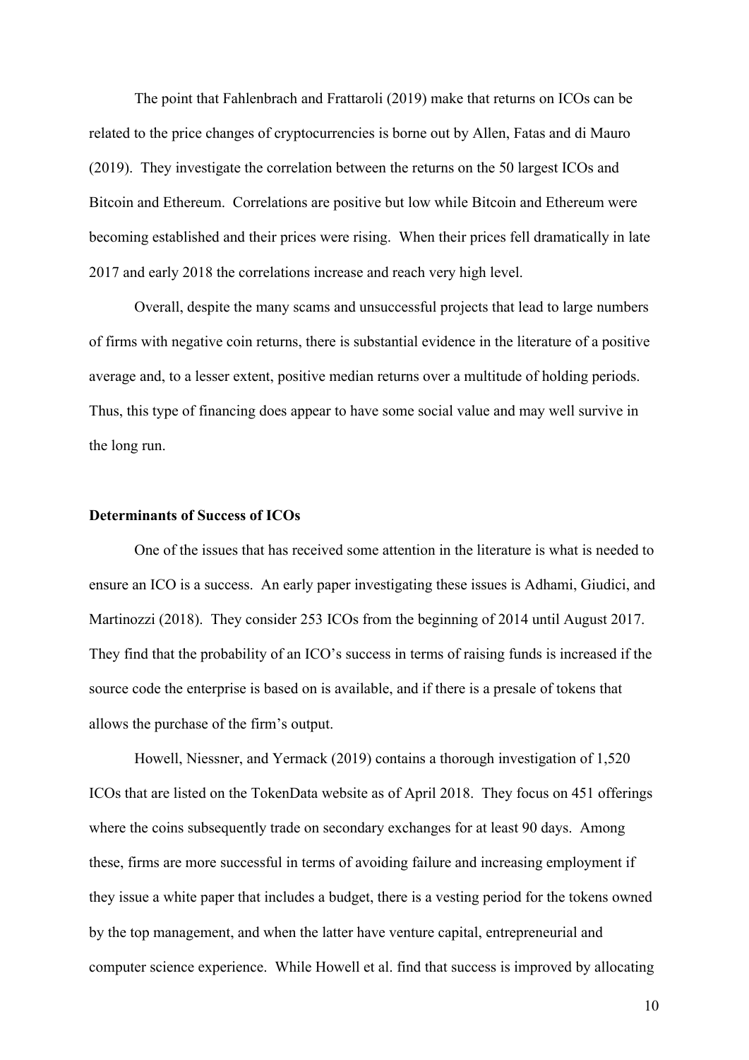The point that Fahlenbrach and Frattaroli (2019) make that returns on ICOs can be related to the price changes of cryptocurrencies is borne out by Allen, Fatas and di Mauro (2019). They investigate the correlation between the returns on the 50 largest ICOs and Bitcoin and Ethereum. Correlations are positive but low while Bitcoin and Ethereum were becoming established and their prices were rising. When their prices fell dramatically in late 2017 and early 2018 the correlations increase and reach very high level.

Overall, despite the many scams and unsuccessful projects that lead to large numbers of firms with negative coin returns, there is substantial evidence in the literature of a positive average and, to a lesser extent, positive median returns over a multitude of holding periods. Thus, this type of financing does appear to have some social value and may well survive in the long run.

**Determinants of Success of ICOs**

One of the issues that has received some attention in the literature is what is needed to ensure an ICO is a success. An early paper investigating these issues is Adhami, Giudici, and Martinozzi (2018). They consider 253 ICOs from the beginning of 2014 until August 2017. They find that the probability of an ICO's success in terms of raising funds is increased if the source code the enterprise is based on is available, and if there is a presale of tokens that allows the purchase of the firm's output.

Howell, Niessner, and Yermack (2019) contains a thorough investigation of 1,520 ICOs that are listed on the TokenData website as of April 2018. They focus on 451 offerings where the coins subsequently trade on secondary exchanges for at least 90 days. Among these, firms are more successful in terms of avoiding failure and increasing employment if they issue a white paper that includes a budget, there is a vesting period for the tokens owned by the top management, and when the latter have venture capital, entrepreneurial and computer science experience. While Howell et al. find that success is improved by allocating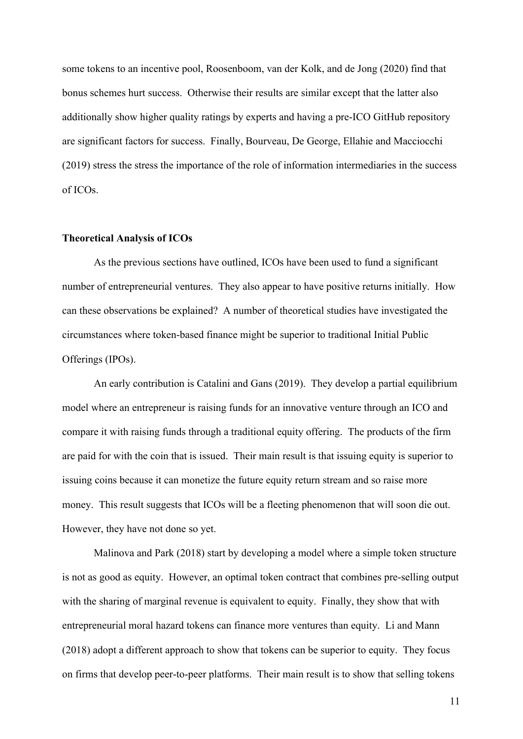some tokens to an incentive pool, Roosenboom, van der Kolk, and de Jong (2020) find that bonus schemes hurt success. Otherwise their results are similar except that the latter also additionally show higher quality ratings by experts and having a pre-ICO GitHub repository are significant factors for success. Finally, Bourveau, De George, Ellahie and Macciocchi (2019) stress the stress the importance of the role of information intermediaries in the success of ICOs.

**Theoretical Analysis of ICOs**

As the previous sections have outlined, ICOs have been used to fund a significant number of entrepreneurial ventures. They also appear to have positive returns initially. How can these observations be explained? A number of theoretical studies have investigated the circumstances where token-based finance might be superior to traditional Initial Public Offerings (IPOs).

An early contribution is Catalini and Gans (2019). They develop a partial equilibrium model where an entrepreneur is raising funds for an innovative venture through an ICO and compare it with raising funds through a traditional equity offering. The products of the firm are paid for with the coin that is issued. Their main result is that issuing equity is superior to issuing coins because it can monetize the future equity return stream and so raise more money. This result suggests that ICOs will be a fleeting phenomenon that will soon die out. However, they have not done so yet.

Malinova and Park (2018) start by developing a model where a simple token structure is not as good as equity. However, an optimal token contract that combines pre-selling output with the sharing of marginal revenue is equivalent to equity. Finally, they show that with entrepreneurial moral hazard tokens can finance more ventures than equity. Li and Mann (2018) adopt a different approach to show that tokens can be superior to equity. They focus on firms that develop peer-to-peer platforms. Their main result is to show that selling tokens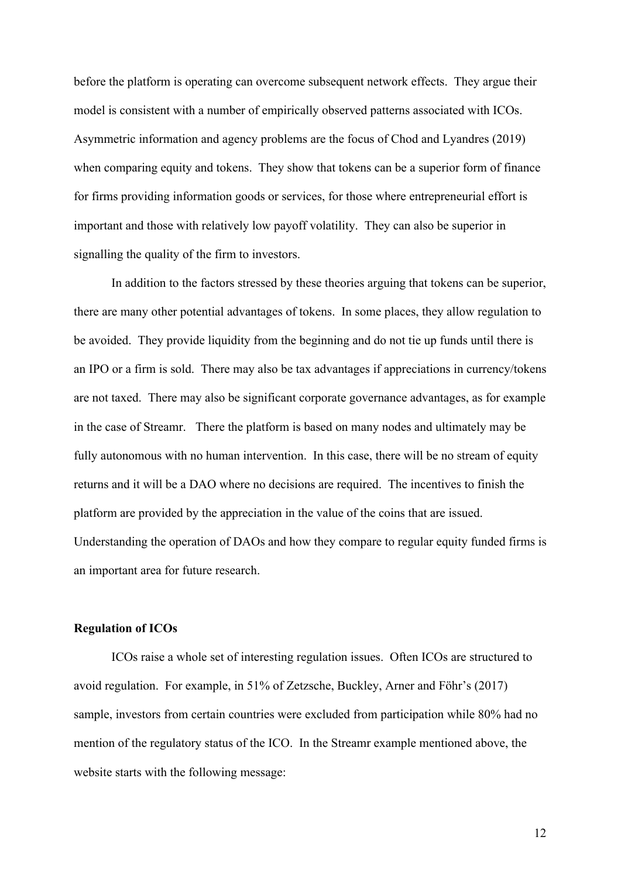before the platform is operating can overcome subsequent network effects. They argue their model is consistent with a number of empirically observed patterns associated with ICOs. Asymmetric information and agency problems are the focus of Chod and Lyandres (2019) when comparing equity and tokens. They show that tokens can be a superior form of finance for firms providing information goods or services, for those where entrepreneurial effort is important and those with relatively low payoff volatility. They can also be superior in signalling the quality of the firm to investors.

In addition to the factors stressed by these theories arguing that tokens can be superior, there are many other potential advantages of tokens. In some places, they allow regulation to be avoided. They provide liquidity from the beginning and do not tie up funds until there is an IPO or a firm is sold. There may also be tax advantages if appreciations in currency/tokens are not taxed. There may also be significant corporate governance advantages, as for example in the case of Streamr. There the platform is based on many nodes and ultimately may be fully autonomous with no human intervention. In this case, there will be no stream of equity returns and it will be a DAO where no decisions are required. The incentives to finish the platform are provided by the appreciation in the value of the coins that are issued. Understanding the operation of DAOs and how they compare to regular equity funded firms is an important area for future research.

**Regulation of ICOs**

ICOs raise a whole set of interesting regulation issues. Often ICOs are structured to avoid regulation. For example, in 51% of Zetzsche, Buckley, Arner and Föhr's (2017) sample, investors from certain countries were excluded from participation while 80% had no mention of the regulatory status of the ICO. In the Streamr example mentioned above, the website starts with the following message: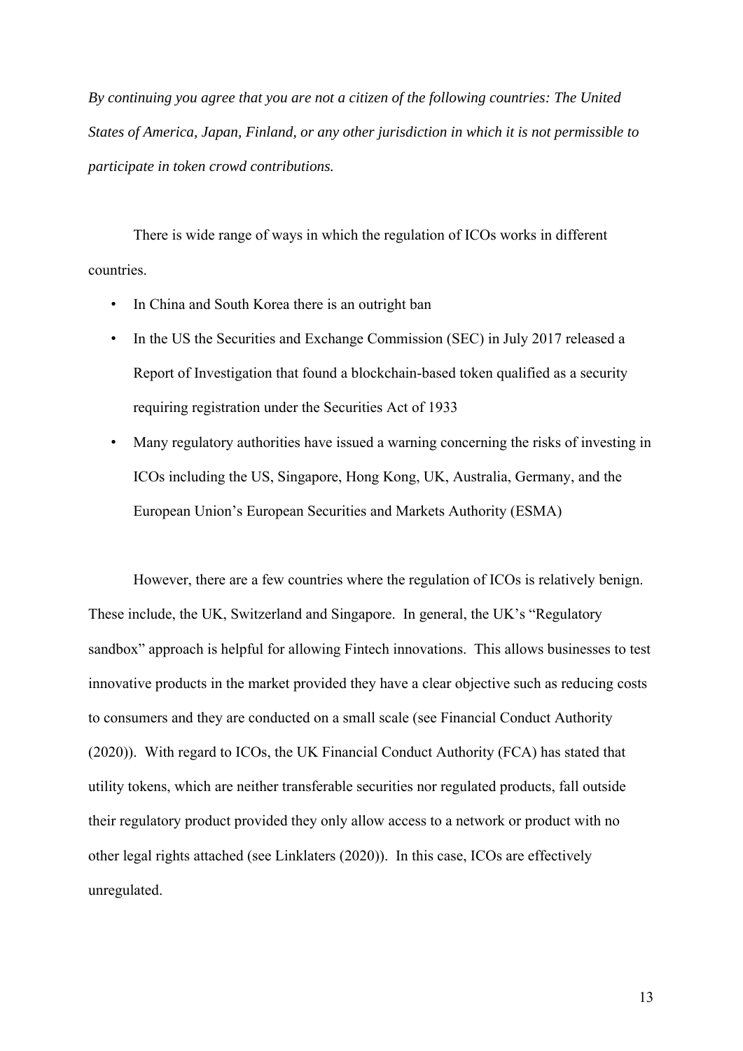*By continuing you agree that you are not a citizen of the following countries: The United States of America, Japan, Finland, or any other jurisdiction in which it is not permissible to participate in token crowd contributions.*

There is wide range of ways in which the regulation of ICOs works in different countries.

- In China and South Korea there is an outright ban
- In the US the Securities and Exchange Commission (SEC) in July 2017 released a Report of Investigation that found a blockchain-based token qualified as a security requiring registration under the Securities Act of 1933
- Many regulatory authorities have issued a warning concerning the risks of investing in ICOs including the US, Singapore, Hong Kong, UK, Australia, Germany, and the European Union's European Securities and Markets Authority (ESMA)

However, there are a few countries where the regulation of ICOs is relatively benign. These include, the UK, Switzerland and Singapore. In general, the UK's "Regulatory sandbox" approach is helpful for allowing Fintech innovations. This allows businesses to test innovative products in the market provided they have a clear objective such as reducing costs to consumers and they are conducted on a small scale (see Financial Conduct Authority (2020)). With regard to ICOs, the UK Financial Conduct Authority (FCA) has stated that utility tokens, which are neither transferable securities nor regulated products, fall outside their regulatory product provided they only allow access to a network or product with no other legal rights attached (see Linklaters (2020)). In this case, ICOs are effectively unregulated.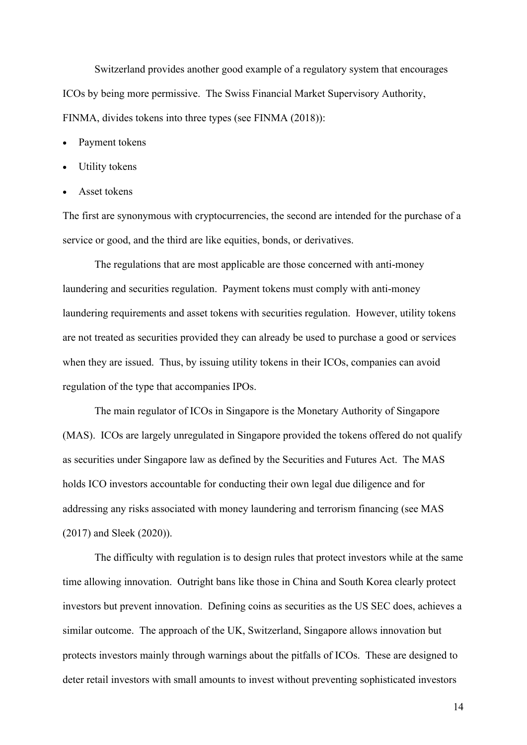Switzerland provides another good example of a regulatory system that encourages ICOs by being more permissive. The Swiss Financial Market Supervisory Authority, FINMA, divides tokens into three types (see FINMA (2018)):

- Payment tokens
- Utility tokens
- Asset tokens

The first are synonymous with cryptocurrencies, the second are intended for the purchase of a service or good, and the third are like equities, bonds, or derivatives.

The regulations that are most applicable are those concerned with anti-money laundering and securities regulation. Payment tokens must comply with anti-money laundering requirements and asset tokens with securities regulation. However, utility tokens are not treated as securities provided they can already be used to purchase a good or services when they are issued. Thus, by issuing utility tokens in their ICOs, companies can avoid regulation of the type that accompanies IPOs.

The main regulator of ICOs in Singapore is the Monetary Authority of Singapore (MAS). ICOs are largely unregulated in Singapore provided the tokens offered do not qualify as securities under Singapore law as defined by the Securities and Futures Act. The MAS holds ICO investors accountable for conducting their own legal due diligence and for addressing any risks associated with money laundering and terrorism financing (see MAS (2017) and Sleek (2020)).

The difficulty with regulation is to design rules that protect investors while at the same time allowing innovation. Outright bans like those in China and South Korea clearly protect investors but prevent innovation. Defining coins as securities as the US SEC does, achieves a similar outcome. The approach of the UK, Switzerland, Singapore allows innovation but protects investors mainly through warnings about the pitfalls of ICOs. These are designed to deter retail investors with small amounts to invest without preventing sophisticated investors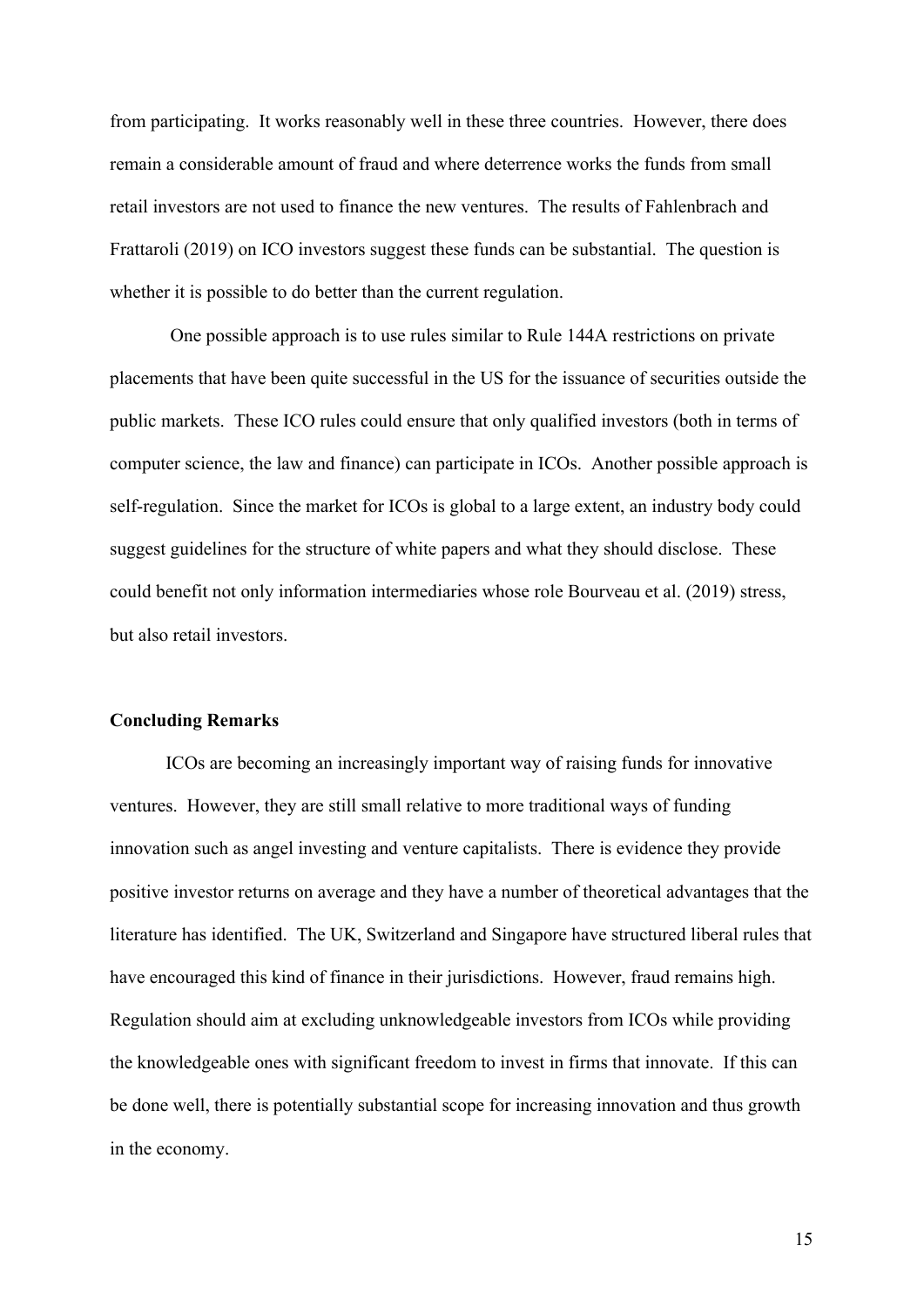from participating. It works reasonably well in these three countries. However, there does remain a considerable amount of fraud and where deterrence works the funds from small retail investors are not used to finance the new ventures. The results of Fahlenbrach and Frattaroli (2019) on ICO investors suggest these funds can be substantial. The question is whether it is possible to do better than the current regulation.

One possible approach is to use rules similar to Rule 144A restrictions on private placements that have been quite successful in the US for the issuance of securities outside the public markets. These ICO rules could ensure that only qualified investors (both in terms of computer science, the law and finance) can participate in ICOs. Another possible approach is self-regulation. Since the market for ICOs is global to a large extent, an industry body could suggest guidelines for the structure of white papers and what they should disclose. These could benefit not only information intermediaries whose role Bourveau et al. (2019) stress, but also retail investors.

## Concluding Remarks

ICOs are becoming an increasingly important way of raising funds for innovative ventures. However, they are still small relative to more traditional ways of funding innovation such as angel investing and venture capitalists. There is evidence they provide positive investor returns on average and they have a number of theoretical advantages that the literature has identified. The UK, Switzerland and Singapore have structured liberal rules that have encouraged this kind of finance in their jurisdictions. However, fraud remains high. Regulation should aim at excluding unknowledgeable investors from ICOs while providing the knowledgeable ones with significant freedom to invest in firms that innovate. If this can be done well, there is potentially substantial scope for increasing innovation and thus growth in the economy.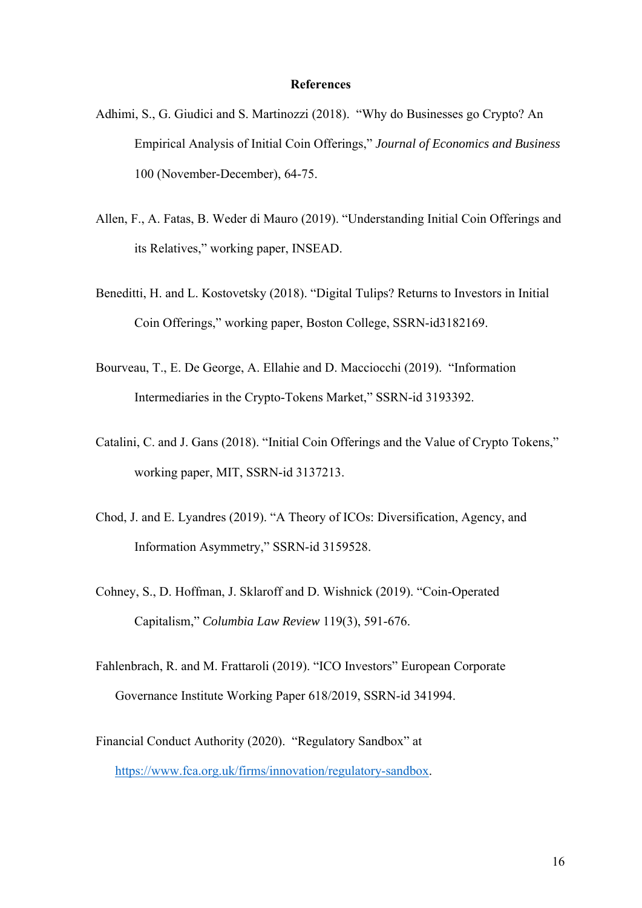# References

Adhimi, S., G. Giudici and S. Martinozzi (2018). "Why do Businesses go Crypto? An Empirical Analysis of Initial Coin Offerings," *Journal of Economics and Business* 100 (November-December), 64-75.

Allen, F., A. Fatas, B. Weder di Mauro (2019). "Understanding Initial Coin Offerings and its Relatives," working paper, INSEAD.

Beneditti, H. and L. Kostovetsky (2018). "Digital Tulips? Returns to Investors in Initial Coin Offerings," working paper, Boston College, SSRN-id3182169.

Bourveau, T., E. De George, A. Ellahie and D. Macciocchi (2019). "Information Intermediaries in the Crypto-Tokens Market," SSRN-id 3193392.

Catalini, C. and J. Gans (2018). "Initial Coin Offerings and the Value of Crypto Tokens," working paper, MIT, SSRN-id 3137213.

Chod, J. and E. Lyandres (2019). "A Theory of ICOs: Diversification, Agency, and Information Asymmetry," SSRN-id 3159528.

Cohney, S., D. Hoffman, J. Sklaroff and D. Wishnick (2019). "Coin-Operated Capitalism," *Columbia Law Review* 119(3), 591-676.

Fahlenbrach, R. and M. Frattaroli (2019). "ICO Investors" European Corporate Governance Institute Working Paper 618/2019, SSRN-id 341994.

Financial Conduct Authority (2020). "Regulatory Sandbox" at https://www.fca.org.uk/firms/innovation/regulatory-sandbox.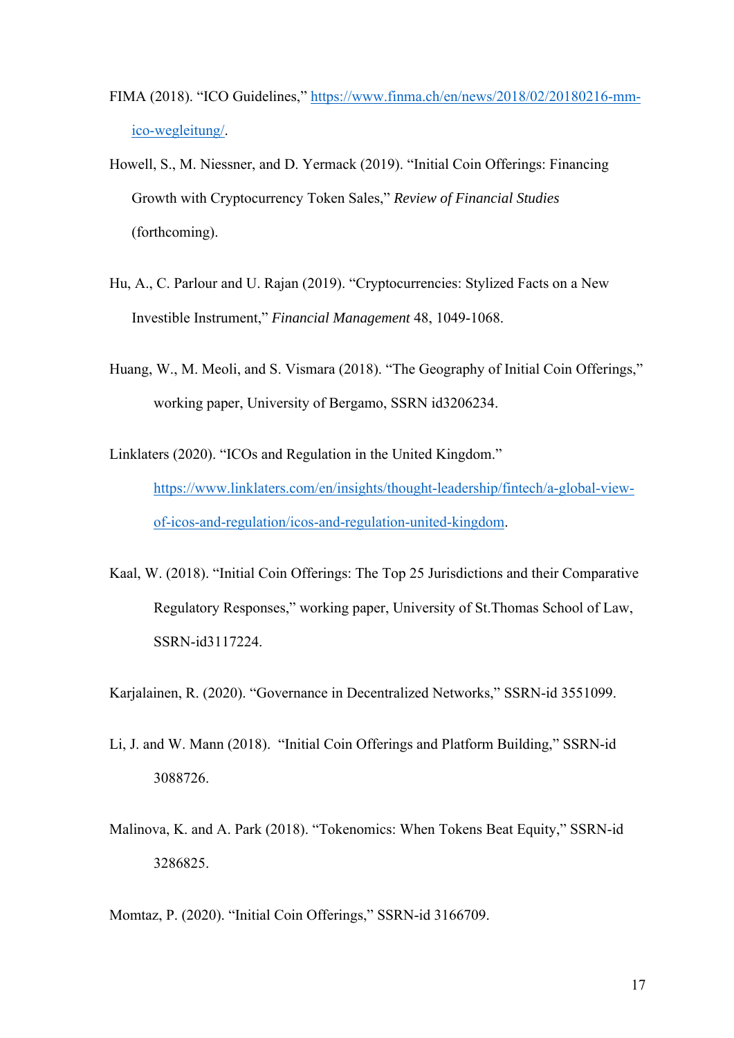FIMA (2018). "ICO Guidelines," https://www.finma.ch/en/news/2018/02/20180216-mm-ico-wegleitung/.

Howell, S., M. Niessner, and D. Yermack (2019). "Initial Coin Offerings: Financing Growth with Cryptocurrency Token Sales," *Review of Financial Studies* (forthcoming).

Hu, A., C. Parlour and U. Rajan (2019). "Cryptocurrencies: Stylized Facts on a New Investible Instrument," *Financial Management* 48, 1049-1068.

Huang, W., M. Meoli, and S. Vismara (2018). "The Geography of Initial Coin Offerings," working paper, University of Bergamo, SSRN id3206234.

Linklaters (2020). "ICOs and Regulation in the United Kingdom." https://www.linklaters.com/en/insights/thought-leadership/fintech/a-global-view-of-icos-and-regulation/icos-and-regulation-united-kingdom.

Kaal, W. (2018). "Initial Coin Offerings: The Top 25 Jurisdictions and their Comparative Regulatory Responses," working paper, University of St.Thomas School of Law, SSRN-id3117224.

Karjalainen, R. (2020). "Governance in Decentralized Networks," SSRN-id 3551099.

Li, J. and W. Mann (2018). "Initial Coin Offerings and Platform Building," SSRN-id 3088726.

Malinova, K. and A. Park (2018). "Tokenomics: When Tokens Beat Equity," SSRN-id 3286825.

Momtaz, P. (2020). "Initial Coin Offerings," SSRN-id 3166709.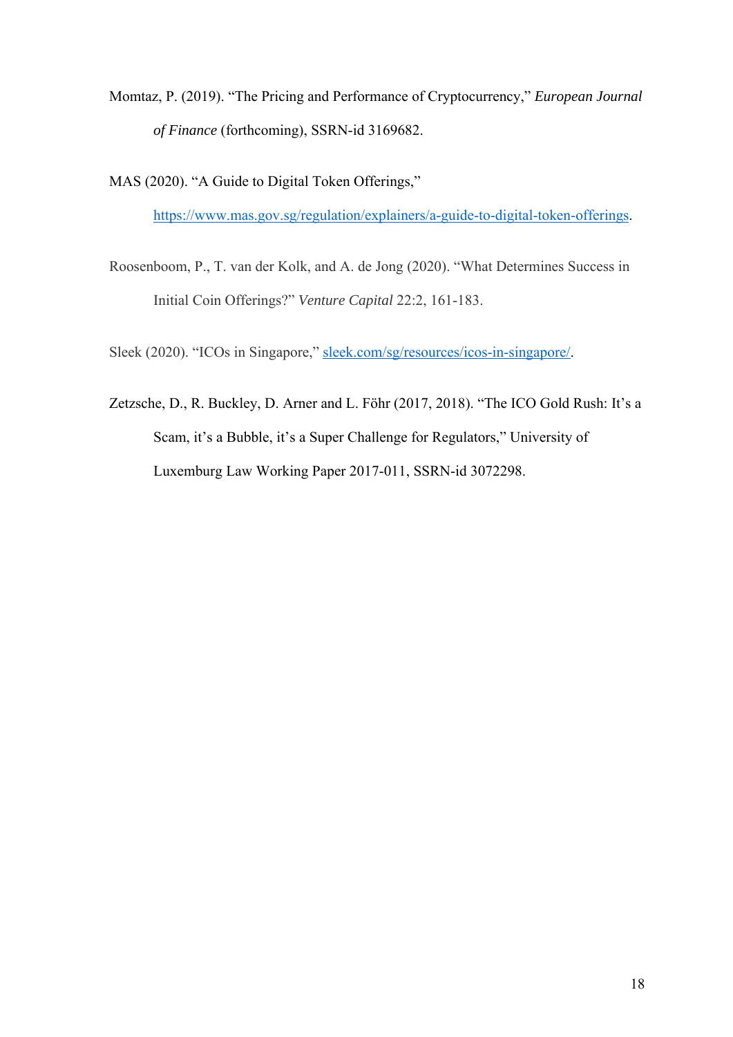Momtaz, P. (2019). "The Pricing and Performance of Cryptocurrency," *European Journal of Finance* (forthcoming), SSRN-id 3169682.

MAS (2020). "A Guide to Digital Token Offerings," https://www.mas.gov.sg/regulation/explainers/a-guide-to-digital-token-offerings.

Roosenboom, P., T. van der Kolk, and A. de Jong (2020). "What Determines Success in Initial Coin Offerings?" *Venture Capital* 22:2, 161-183.

Sleek (2020). "ICOs in Singapore," sleek.com/sg/resources/icos-in-singapore/.

Zetzsche, D., R. Buckley, D. Arner and L. Föhr (2017, 2018). "The ICO Gold Rush: It's a Scam, it's a Bubble, it's a Super Challenge for Regulators," University of Luxemburg Law Working Paper 2017-011, SSRN-id 3072298.